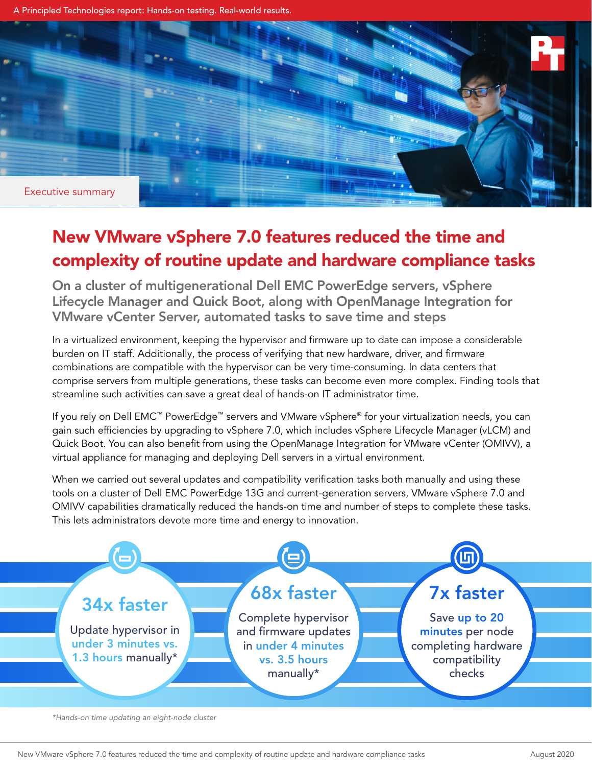A Principled Technologies report: Hands-on testing. Real-world results.

Executive summary

# New VMware vSphere 7.0 features reduced the time and complexity of routine update and hardware compliance tasks

## On a cluster of multigenerational Dell EMC PowerEdge servers, vSphere Lifecycle Manager and Quick Boot, along with OpenManage Integration for VMware vCenter Server, automated tasks to save time and steps

In a virtualized environment, keeping the hypervisor and firmware up to date can impose a considerable burden on IT staff. Additionally, the process of verifying that new hardware, driver, and firmware combinations are compatible with the hypervisor can be very time-consuming. In data centers that comprise servers from multiple generations, these tasks can become even more complex. Finding tools that streamline such activities can save a great deal of hands-on IT administrator time.

If you rely on Dell EMC™ PowerEdge™ servers and VMware vSphere® for your virtualization needs, you can gain such efficiencies by upgrading to vSphere 7.0, which includes vSphere Lifecycle Manager (vLCM) and Quick Boot. You can also benefit from using the OpenManage Integration for VMware vCenter (OMIVV), a virtual appliance for managing and deploying Dell servers in a virtual environment.

When we carried out several updates and compatibility verification tasks both manually and using these tools on a cluster of Dell EMC PowerEdge 13G and current-generation servers, VMware vSphere 7.0 and OMIVV capabilities dramatically reduced the hands-on time and number of steps to complete these tasks. This lets administrators devote more time and energy to innovation.

**34x faster**

Update hypervisor in **under 3 minutes vs. 1.3 hours** manually*

**68x faster**

Complete hypervisor and firmware updates in **under 4 minutes vs. 3.5 hours** manually*

**7x faster**

Save **up to 20 minutes** per node completing hardware compatibility checks

*Hands-on time updating an eight-node cluster*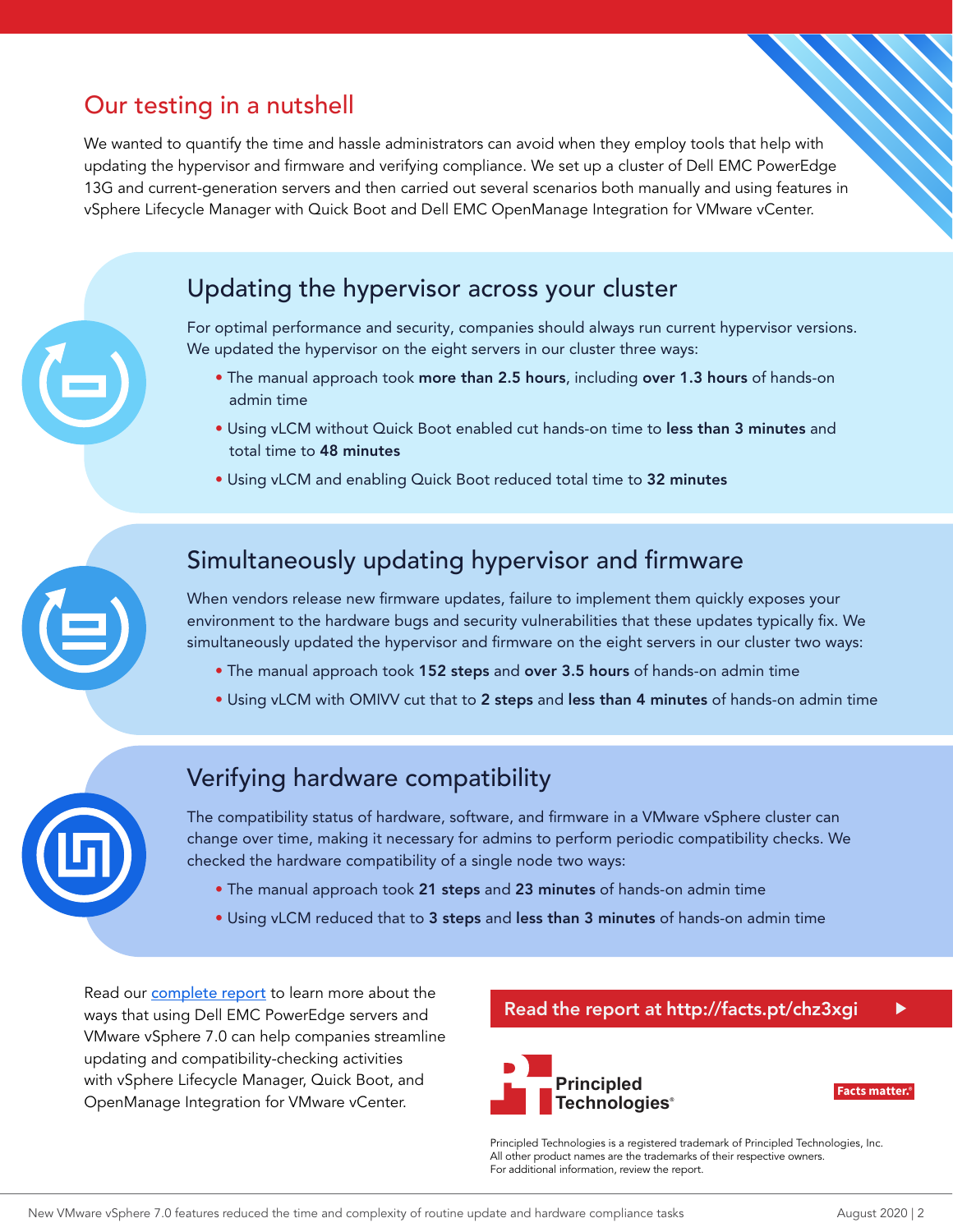## Our testing in a nutshell

We wanted to quantify the time and hassle administrators can avoid when they employ tools that help with updating the hypervisor and firmware and verifying compliance. We set up a cluster of Dell EMC PowerEdge 13G and current-generation servers and then carried out several scenarios both manually and using features in vSphere Lifecycle Manager with Quick Boot and Dell EMC OpenManage Integration for VMware vCenter.

### Updating the hypervisor across your cluster

For optimal performance and security, companies should always run current hypervisor versions. We updated the hypervisor on the eight servers in our cluster three ways:

- The manual approach took **more than 2.5 hours**, including **over 1.3 hours** of hands-on admin time
- Using vLCM without Quick Boot enabled cut hands-on time to **less than 3 minutes** and total time to **48 minutes**
- Using vLCM and enabling Quick Boot reduced total time to **32 minutes**

### Simultaneously updating hypervisor and firmware

When vendors release new firmware updates, failure to implement them quickly exposes your environment to the hardware bugs and security vulnerabilities that these updates typically fix. We simultaneously updated the hypervisor and firmware on the eight servers in our cluster two ways:

- The manual approach took **152 steps** and **over 3.5 hours** of hands-on admin time
- Using vLCM with OMIVV cut that to **2 steps** and **less than 4 minutes** of hands-on admin time

### Verifying hardware compatibility

The compatibility status of hardware, software, and firmware in a VMware vSphere cluster can change over time, making it necessary for admins to perform periodic compatibility checks. We checked the hardware compatibility of a single node two ways:

- The manual approach took **21 steps** and **23 minutes** of hands-on admin time
- Using vLCM reduced that to **3 steps** and **less than 3 minutes** of hands-on admin time

Read our complete report to learn more about the ways that using Dell EMC PowerEdge servers and VMware vSphere 7.0 can help companies streamline updating and compatibility-checking activities with vSphere Lifecycle Manager, Quick Boot, and OpenManage Integration for VMware vCenter.

**Read the report at http://facts.pt/chz3xgi**

Principled Technologies®

Facts matter.®

Principled Technologies is a registered trademark of Principled Technologies, Inc.
All other product names are the trademarks of their respective owners.
For additional information, review the report.